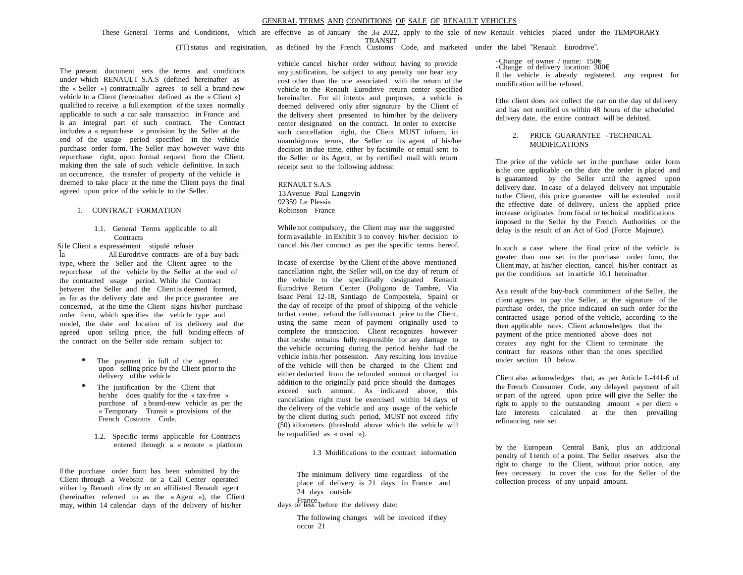# GENERAL TERMS AND CONDITIONS OF SALE OF RENAULT VEHICLES

These General Terms and Conditions, which are effective as of January the 3rd 2022, apply to the sale of new Renault vehicles placed under the TEMPORARY TRANSIT (TT) status and registration, as defined by the French Customs Code, and marketed under the label "Renault Eurodrive".

The present document sets the terms and conditions under which RENAULT S.A.S (defined hereinafter as the « Seller ») contractually agrees to sell a brand-new vehicle to a Client (hereinafter defined as the « Client ») qualified to receive a full exemption of the taxes normally applicable to such a car sale transaction in France and is an integral part of such contract. The Contract includes a « repurchase » provision by the Seller at the end of the usage period specified in the vehicle purchase order form. The Seller may however wave this repurchase right, upon formal request from the Client, making then the sale of such vehicle definitive. In such an occurrence, the transfer of property of the vehicle is deemed to take place at the time the Client pays the final agreed upon price of the vehicle to the Seller.

## 1. CONTRACT FORMATION

### 1.1. General Terms applicable to all Contracts

Si le Client a expressément stipulé refuser la

All Eurodrive contracts are of a buy-back type, where the Seller and the Client agree to the repurchase of the vehicle by the Seller at the end of the contracted usage period. While the Contract between the Seller and the Client is deemed formed, as far as the delivery date and the price guarantee are concerned, at the time the Client signs his/her purchase order form, which specifies the vehicle type and model, the date and location of its delivery and the agreed upon selling price, the full binding effects of the contract on the Seller side remain subject to:

- The payment in full of the agreed upon selling price by the Client prior to the delivery of the vehicle
- The justification by the Client that he/she does qualify for the « tax-free » purchase of a brand-new vehicle as per the « Temporary Transit » provisions of the French Customs Code.

### 1.2. Specific terms applicable for Contracts entered through a « remote » platform

If the purchase order form has been submitted by the Client through a Website or a Call Center operated either by Renault directly or an affiliated Renault agent (hereinafter referred to as the « Agent »), the Client may, within 14 calendar days of the delivery of his/her vehicle cancel his/her order without having to provide any justification, be subject to any penalty nor bear any cost other than the one associated with the return of the vehicle to the Renault Eurodrive return center specified hereinafter. For all intents and purposes, a vehicle is deemed delivered only after signature by the Client of the delivery sheet presented to him/her by the delivery center designated on the contract. In order to exercise such cancellation right, the Client MUST inform, in unambiguous terms, the Seller or its agent of his/her decision in due time, either by facsimile or email sent to the Seller or its Agent, or by certified mail with return receipt sent to the following address:

RENAULT S.A.S  
13 Avenue Paul Langevin  
92359 Le Plessis  
Robinson France

While not compulsory, the Client may use the suggested form available in Exhibit 3 to convey his/her decision to cancel his /her contract as per the specific terms hereof.

In case of exercise by the Client of the above mentioned cancellation right, the Seller will, on the day of return of the vehicle to the specifically designated Renault Eurodrive Return Center (Poligono de Tambre, Via Isaac Peral 12-18, Santiago de Compostela, Spain) or the day of receipt of the proof of shipping of the vehicle to that center, refund the full contract price to the Client, using the same mean of payment originally used to complete the transaction. Client recognizes however that he/she remains fully responsible for any damage to the vehicle occurring during the period he/she had the vehicle in his /her possession. Any resulting loss in value of the vehicle will then be charged to the Client and either deducted from the refunded amount or charged in addition to the originally paid price should the damages exceed such amount. As indicated above, this cancellation right must be exercised within 14 days of the delivery of the vehicle and any usage of the vehicle by the client during such period, MUST not exceed fifty (50) kilometers (threshold above which the vehicle will be requalified as « used »).

### 1.3 Modifications to the contract information

The minimum delivery time regardless of the place of delivery is 21 days in France and 24 days outside France.

The following changes will be invoiced if they occur 21 days or less before the delivery date:

- Change of owner / name: 150€
- Change of delivery location: 300€

If the vehicle is already registered, any request for modification will be refused.

If the client does not collect the car on the day of delivery and has not notified us within 48 hours of the scheduled delivery date, the entire contract will be debited.

## 2. PRICE GUARANTEE – TECHNICAL MODIFICATIONS

The price of the vehicle set in the purchase order form is the one applicable on the date the order is placed and is guaranteed by the Seller until the agreed upon delivery date. In case of a delayed delivery not imputable to the Client, this price guarantee will be extended until the effective date of delivery, unless the applied price increase originates from fiscal or technical modifications imposed to the Seller by the French Authorities or the delay is the result of an Act of God (Force Majeure).

In such a case where the final price of the vehicle is greater than one set in the purchase order form, the Client may, at his/her election, cancel his/her contract as per the conditions set in article 10.1 hereinafter.

As a result of the buy-back commitment of the Seller, the client agrees to pay the Seller, at the signature of the purchase order, the price indicated on such order for the contracted usage period of the vehicle, according to the then applicable rates. Client acknowledges that the payment of the price mentioned above does not creates any right for the Client to terminate the contract for reasons other than the ones specified under section 10 below.

Client also acknowledges that, as per Article L-441-6 of the French Consumer Code, any delayed payment of all or part of the agreed upon price will give the Seller the right to apply to the outstanding amount « per diem » late interests calculated at the then prevailing refinancing rate set by the European Central Bank, plus an additional penalty of 1 tenth of a point. The Seller reserves also the right to charge to the Client, without prior notice, any fees necessary to cover the cost for the Seller of the collection process of any unpaid amount.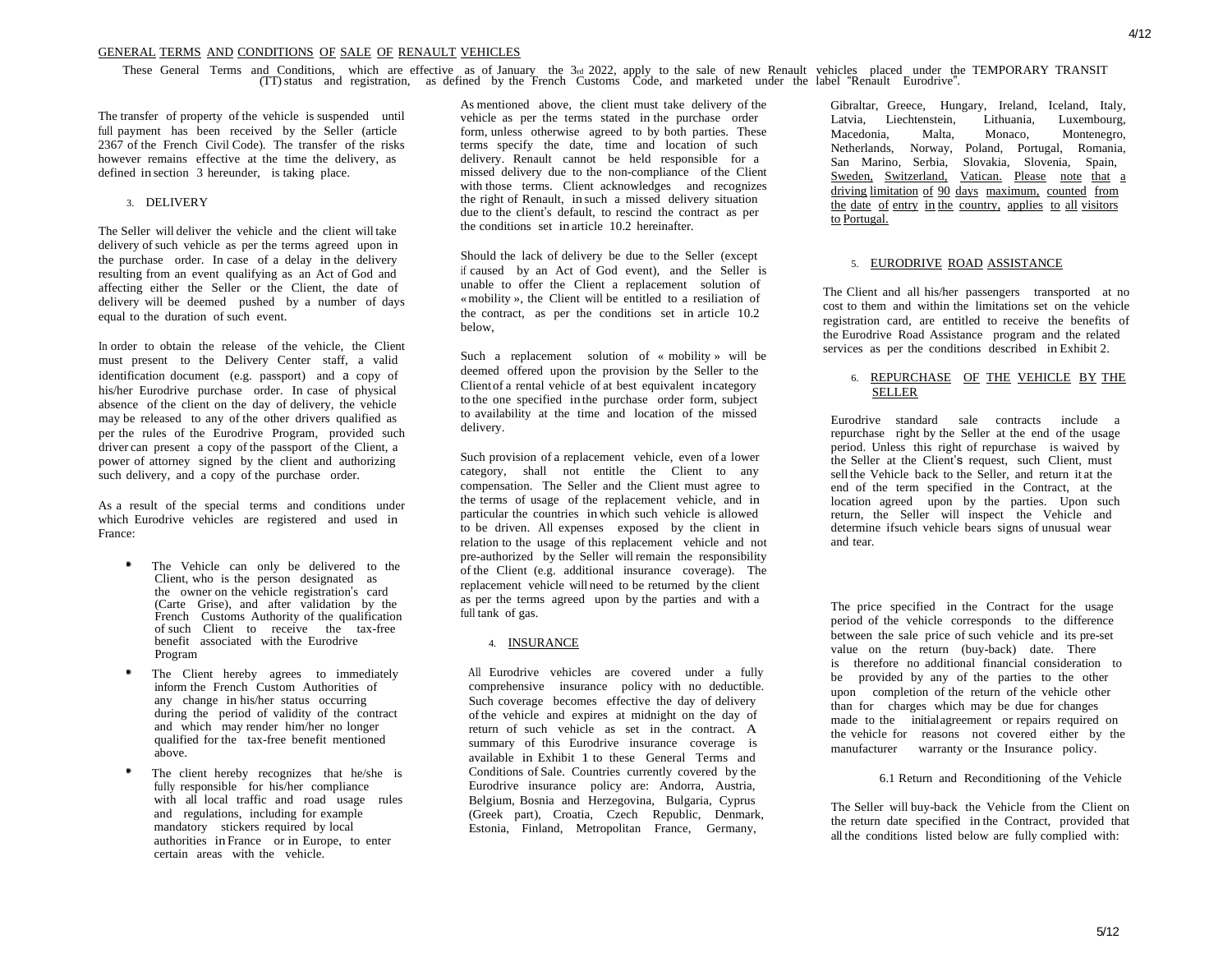GENERAL TERMS AND CONDITIONS OF SALE OF RENAULT VEHICLES

These General Terms and Conditions, which are effective as of January the 3rd 2022, apply to the sale of new Renault vehicles placed under the TEMPORARY TRANSIT (TT) status and registration, as defined by the French Customs Code, and marketed under the label "Renault Eurodrive".

The transfer of property of the vehicle is suspended until full payment has been received by the Seller (article 2367 of the French Civil Code). The transfer of the risks however remains effective at the time the delivery, as defined in section 3 hereunder, is taking place.

## 3. DELIVERY

The Seller will deliver the vehicle and the client will take delivery of such vehicle as per the terms agreed upon in the purchase order. In case of a delay in the delivery resulting from an event qualifying as an Act of God and affecting either the Seller or the Client, the date of delivery will be deemed pushed by a number of days equal to the duration of such event.

In order to obtain the release of the vehicle, the Client must present to the Delivery Center staff, a valid identification document (e.g. passport) and a copy of his/her Eurodrive purchase order. In case of physical absence of the client on the day of delivery, the vehicle may be released to any of the other drivers qualified as per the rules of the Eurodrive Program, provided such driver can present a copy of the passport of the Client, a power of attorney signed by the client and authorizing such delivery, and a copy of the purchase order.

As a result of the special terms and conditions under which Eurodrive vehicles are registered and used in France:

- The Vehicle can only be delivered to the Client, who is the person designated as the owner on the vehicle registration's card (Carte Grise), and after validation by the French Customs Authority of the qualification of such Client to receive the tax-free benefit associated with the Eurodrive Program
- The Client hereby agrees to immediately inform the French Custom Authorities of any change in his/her status occurring during the period of validity of the contract and which may render him/her no longer qualified for the tax-free benefit mentioned above.
- The client hereby recognizes that he/she is fully responsible for his/her compliance with all local traffic and road usage rules and regulations, including for example mandatory stickers required by local authorities in France or in Europe, to enter certain areas with the vehicle.

As mentioned above, the client must take delivery of the vehicle as per the terms stated in the purchase order form, unless otherwise agreed to by both parties. These terms specify the date, time and location of such delivery. Renault cannot be held responsible for a missed delivery due to the non-compliance of the Client with those terms. Client acknowledges and recognizes the right of Renault, in such a missed delivery situation due to the client's default, to rescind the contract as per the conditions set in article 10.2 hereinafter.

Should the lack of delivery be due to the Seller (except if caused by an Act of God event), and the Seller is unable to offer the Client a replacement solution of «mobility», the Client will be entitled to a resiliation of the contract, as per the conditions set in article 10.2 below,

Such a replacement solution of « mobility » will be deemed offered upon the provision by the Seller to the Client of a rental vehicle of at best equivalent in category to the one specified in the purchase order form, subject to availability at the time and location of the missed delivery.

Such provision of a replacement vehicle, even of a lower category, shall not entitle the Client to any compensation. The Seller and the Client must agree to the terms of usage of the replacement vehicle, and in particular the countries in which such vehicle is allowed to be driven. All expenses exposed by the client in relation to the usage of this replacement vehicle and not pre-authorized by the Seller will remain the responsibility of the Client (e.g. additional insurance coverage). The replacement vehicle will need to be returned by the client as per the terms agreed upon by the parties and with a full tank of gas.

## 4. INSURANCE

All Eurodrive vehicles are covered under a fully comprehensive insurance policy with no deductible. Such coverage becomes effective the day of delivery of the vehicle and expires at midnight on the day of return of such vehicle as set in the contract. A summary of this Eurodrive insurance coverage is available in Exhibit 1 to these General Terms and Conditions of Sale. Countries currently covered by the Eurodrive insurance policy are: Andorra, Austria, Belgium, Bosnia and Herzegovina, Bulgaria, Cyprus (Greek part), Croatia, Czech Republic, Denmark, Estonia, Finland, Metropolitan France, Germany, Gibraltar, Greece, Hungary, Ireland, Iceland, Italy, Latvia, Liechtenstein, Lithuania, Luxembourg, Macedonia, Malta, Monaco, Montenegro, Netherlands, Norway, Poland, Portugal, Romania, San Marino, Serbia, Slovakia, Slovenia, Spain, Sweden, Switzerland, Vatican. Please note that a driving limitation of 90 days maximum, counted from the date of entry in the country, applies to all visitors to Portugal.

## 5. EURODRIVE ROAD ASSISTANCE

The Client and all his/her passengers transported at no cost to them and within the limitations set on the vehicle registration card, are entitled to receive the benefits of the Eurodrive Road Assistance program and the related services as per the conditions described in Exhibit 2.

## 6. REPURCHASE OF THE VEHICLE BY THE SELLER

Eurodrive standard sale contracts include a repurchase right by the Seller at the end of the usage period. Unless this right of repurchase is waived by the Seller at the Client's request, such Client, must sell the Vehicle back to the Seller, and return it at the end of the term specified in the Contract, at the location agreed upon by the parties. Upon such return, the Seller will inspect the Vehicle and determine if such vehicle bears signs of unusual wear and tear.

The price specified in the Contract for the usage period of the vehicle corresponds to the difference between the sale price of such vehicle and its pre-set value on the return (buy-back) date. There is therefore no additional financial consideration to be provided by any of the parties to the other upon completion of the return of the vehicle other than for charges which may be due for changes made to the initial agreement or repairs required on the vehicle for reasons not covered either by the manufacturer warranty or the Insurance policy.

### 6.1 Return and Reconditioning of the Vehicle

The Seller will buy-back the Vehicle from the Client on the return date specified in the Contract, provided that all the conditions listed below are fully complied with: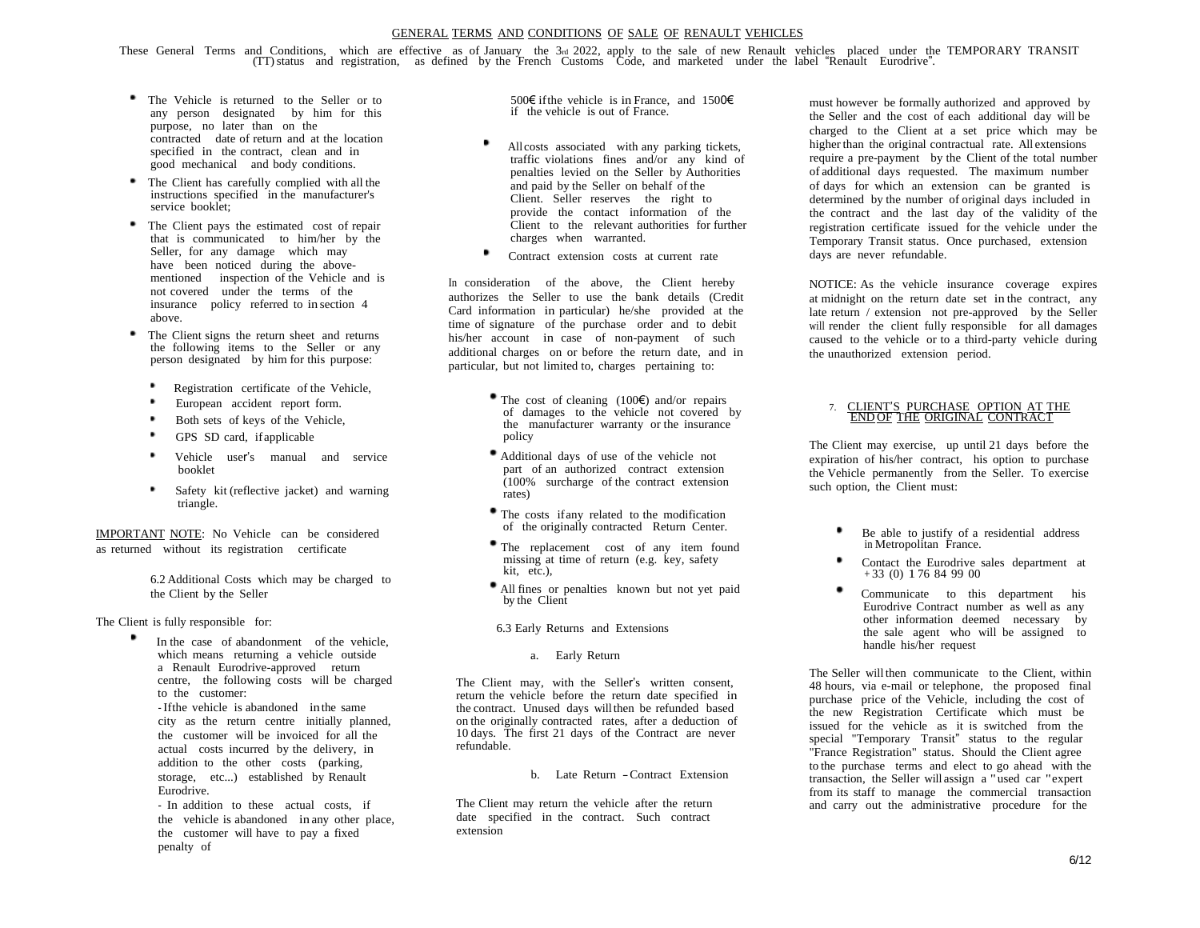GENERAL TERMS AND CONDITIONS OF SALE OF RENAULT VEHICLES

These General Terms and Conditions, which are effective as of January the 3rd 2022, apply to the sale of new Renault vehicles placed under the TEMPORARY TRANSIT (TT) status and registration, as defined by the French Customs Code, and marketed under the label "Renault Eurodrive".

- The Vehicle is returned to the Seller or to any person designated by him for this purpose, no later than on the contracted date of return and at the location specified in the contract, clean and in good mechanical and body conditions.
- The Client has carefully complied with all the instructions specified in the manufacturer's service booklet;
- The Client pays the estimated cost of repair that is communicated to him/her by the Seller, for any damage which may have been noticed during the above-mentioned inspection of the Vehicle and is not covered under the terms of the insurance policy referred to in section 4 above.
- The Client signs the return sheet and returns the following items to the Seller or any person designated by him for this purpose:
  - Registration certificate of the Vehicle,
  - European accident report form.
  - Both sets of keys of the Vehicle,
  - GPS SD card, if applicable
  - Vehicle user's manual and service booklet
  - Safety kit (reflective jacket) and warning triangle.

IMPORTANT NOTE: No Vehicle can be considered as returned without its registration certificate

6.2 Additional Costs which may be charged to the Client by the Seller

The Client is fully responsible for:

- In the case of abandonment of the vehicle, which means returning a vehicle outside a Renault Eurodrive-approved return centre, the following costs will be charged to the customer:
  - If the vehicle is abandoned in the same city as the return centre initially planned, the customer will be invoiced for all the actual costs incurred by the delivery, in addition to the other costs (parking, storage, etc...) established by Renault Eurodrive.
  - In addition to these actual costs, if the vehicle is abandoned in any other place, the customer will have to pay a fixed penalty of 500€ if the vehicle is in France, and 1500€ if the vehicle is out of France.
- All costs associated with any parking tickets, traffic violations fines and/or any kind of penalties levied on the Seller by Authorities and paid by the Seller on behalf of the Client. Seller reserves the right to provide the contact information of the Client to the relevant authorities for further charges when warranted.
- Contract extension costs at current rate

In consideration of the above, the Client hereby authorizes the Seller to use the bank details (Credit Card information in particular) he/she provided at the time of signature of the purchase order and to debit his/her account in case of non-payment of such additional charges on or before the return date, and in particular, but not limited to, charges pertaining to:

- The cost of cleaning (100€) and/or repairs of damages to the vehicle not covered by the manufacturer warranty or the insurance policy
- Additional days of use of the vehicle not part of an authorized contract extension (100% surcharge of the contract extension rates)
- The costs if any related to the modification of the originally contracted Return Center.
- The replacement cost of any item found missing at time of return (e.g. key, safety kit, etc.),
- All fines or penalties known but not yet paid by the Client

6.3 Early Returns and Extensions

a. Early Return

The Client may, with the Seller's written consent, return the vehicle before the return date specified in the contract. Unused days will then be refunded based on the originally contracted rates, after a deduction of 10 days. The first 21 days of the Contract are never refundable.

b. Late Return – Contract Extension

The Client may return the vehicle after the return date specified in the contract. Such contract extension must however be formally authorized and approved by the Seller and the cost of each additional day will be charged to the Client at a set price which may be higher than the original contractual rate. All extensions require a pre-payment by the Client of the total number of additional days requested. The maximum number of days for which an extension can be granted is determined by the number of original days included in the contract and the last day of the validity of the registration certificate issued for the vehicle under the Temporary Transit status. Once purchased, extension days are never refundable.

NOTICE: As the vehicle insurance coverage expires at midnight on the return date set in the contract, any late return / extension not pre-approved by the Seller will render the client fully responsible for all damages caused to the vehicle or to a third-party vehicle during the unauthorized extension period.

7. CLIENT'S PURCHASE OPTION AT THE END OF THE ORIGINAL CONTRACT

The Client may exercise, up until 21 days before the expiration of his/her contract, his option to purchase the Vehicle permanently from the Seller. To exercise such option, the Client must:

- Be able to justify of a residential address in Metropolitan France.
- Contact the Eurodrive sales department at +33 (0) 1 76 84 99 00
- Communicate to this department his Eurodrive Contract number as well as any other information deemed necessary by the sale agent who will be assigned to handle his/her request

The Seller will then communicate to the Client, within 48 hours, via e-mail or telephone, the proposed final purchase price of the Vehicle, including the cost of the new Registration Certificate which must be issued for the vehicle as it is switched from the special "Temporary Transit" status to the regular "France Registration" status. Should the Client agree to the purchase terms and elect to go ahead with the transaction, the Seller will assign a "used car "expert from its staff to manage the commercial transaction and carry out the administrative procedure for the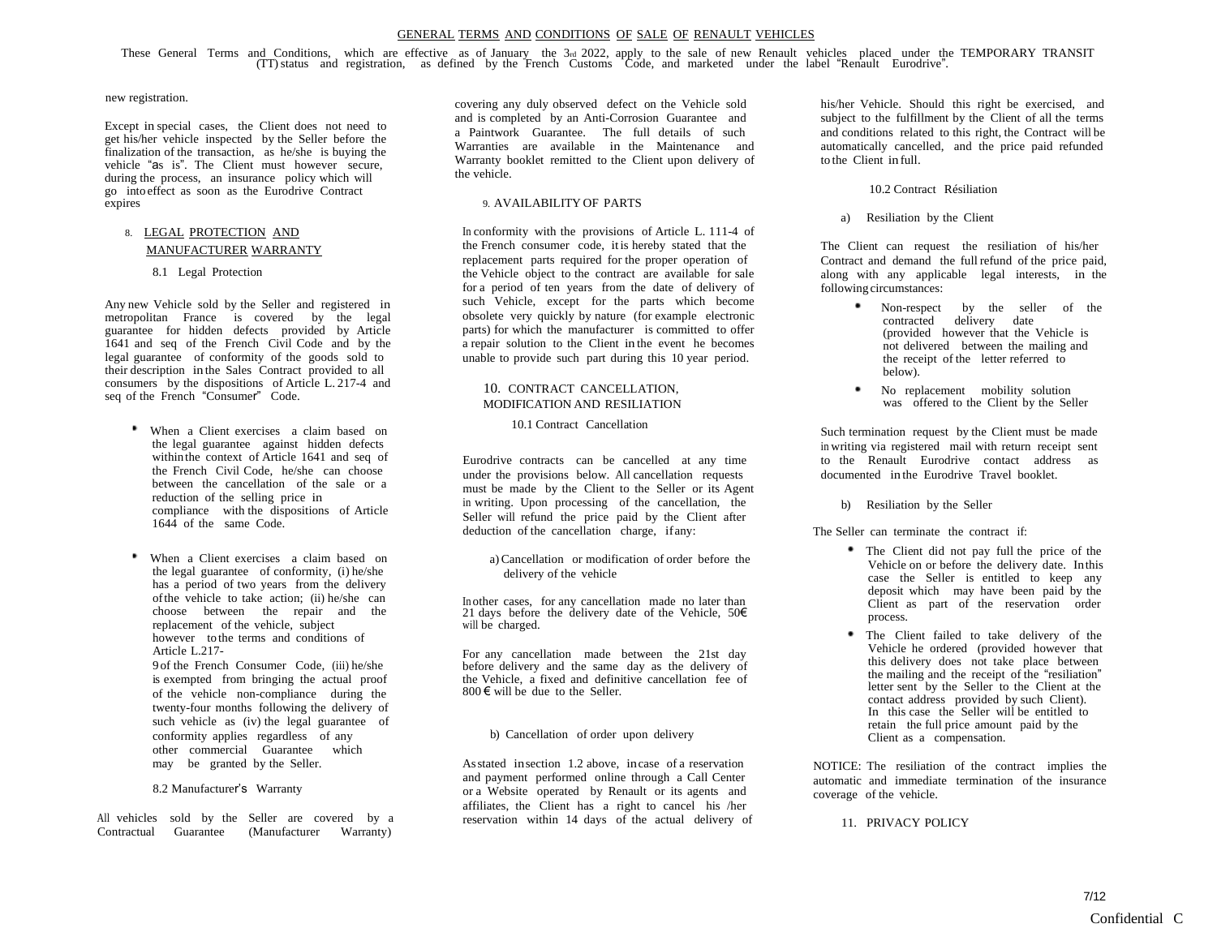new registration.

Except in special cases, the Client does not need to get his/her vehicle inspected by the Seller before the finalization of the transaction, as he/she is buying the vehicle "as is". The Client must however secure, during the process, an insurance policy which will go into effect as soon as the Eurodrive Contract expires

## 8. LEGAL PROTECTION AND MANUFACTURER WARRANTY

### 8.1 Legal Protection

Any new Vehicle sold by the Seller and registered in metropolitan France is covered by the legal guarantee for hidden defects provided by Article 1641 and seq of the French Civil Code and by the legal guarantee of conformity of the goods sold to their description in the Sales Contract provided to all consumers by the dispositions of Article L. 217-4 and seq of the French "Consumer" Code.

- When a Client exercises a claim based on the legal guarantee against hidden defects within the context of Article 1641 and seq of the French Civil Code, he/she can choose between the cancellation of the sale or a reduction of the selling price in compliance with the dispositions of Article 1644 of the same Code.
- When a Client exercises a claim based on the legal guarantee of conformity, (i) he/she has a period of two years from the delivery of the vehicle to take action; (ii) he/she can choose between the repair and the replacement of the vehicle, subject however to the terms and conditions of Article L.217-9 of the French Consumer Code, (iii) he/she is exempted from bringing the actual proof of the vehicle non-compliance during the twenty-four months following the delivery of such vehicle as (iv) the legal guarantee of conformity applies regardless of any other commercial Guarantee which may be granted by the Seller.

### 8.2 Manufacturer's Warranty

All vehicles sold by the Seller are covered by a Contractual Guarantee (Manufacturer Warranty) covering any duly observed defect on the Vehicle sold and is completed by an Anti-Corrosion Guarantee and a Paintwork Guarantee. The full details of such Warranties are available in the Maintenance and Warranty booklet remitted to the Client upon delivery of the vehicle.

## 9. AVAILABILITY OF PARTS

In conformity with the provisions of Article L. 111-4 of the French consumer code, it is hereby stated that the replacement parts required for the proper operation of the Vehicle object to the contract are available for sale for a period of ten years from the date of delivery of such Vehicle, except for the parts which become obsolete very quickly by nature (for example electronic parts) for which the manufacturer is committed to offer a repair solution to the Client in the event he becomes unable to provide such part during this 10 year period.

## 10. CONTRACT CANCELLATION, MODIFICATION AND RESILIATION

### 10.1 Contract Cancellation

Eurodrive contracts can be cancelled at any time under the provisions below. All cancellation requests must be made by the Client to the Seller or its Agent in writing. Upon processing of the cancellation, the Seller will refund the price paid by the Client after deduction of the cancellation charge, if any:

a) Cancellation or modification of order before the delivery of the vehicle

In other cases, for any cancellation made no later than 21 days before the delivery date of the Vehicle, 50€ will be charged.

For any cancellation made between the 21st day before delivery and the same day as the delivery of the Vehicle, a fixed and definitive cancellation fee of 800 € will be due to the Seller.

b) Cancellation of order upon delivery

As stated in section 1.2 above, in case of a reservation and payment performed online through a Call Center or a Website operated by Renault or its agents and affiliates, the Client has a right to cancel his /her reservation within 14 days of the actual delivery of his/her Vehicle. Should this right be exercised, and subject to the fulfillment by the Client of all the terms and conditions related to this right, the Contract will be automatically cancelled, and the price paid refunded to the Client in full.

### 10.2 Contract Résiliation

a) Resiliation by the Client

The Client can request the resiliation of his/her Contract and demand the full refund of the price paid, along with any applicable legal interests, in the following circumstances:

- Non-respect by the seller of the contracted delivery date (provided however that the Vehicle is not delivered between the mailing and the receipt of the letter referred to below).
- No replacement mobility solution was offered to the Client by the Seller

Such termination request by the Client must be made in writing via registered mail with return receipt sent to the Renault Eurodrive contact address as documented in the Eurodrive Travel booklet.

b) Resiliation by the Seller

The Seller can terminate the contract if:

- The Client did not pay full the price of the Vehicle on or before the delivery date. In this case the Seller is entitled to keep any deposit which may have been paid by the Client as part of the reservation order process.
- The Client failed to take delivery of the Vehicle he ordered (provided however that this delivery does not take place between the mailing and the receipt of the "resiliation" letter sent by the Seller to the Client at the contact address provided by such Client). In this case the Seller will be entitled to retain the full price amount paid by the Client as a compensation.

NOTICE: The resiliation of the contract implies the automatic and immediate termination of the insurance coverage of the vehicle.

## 11. PRIVACY POLICY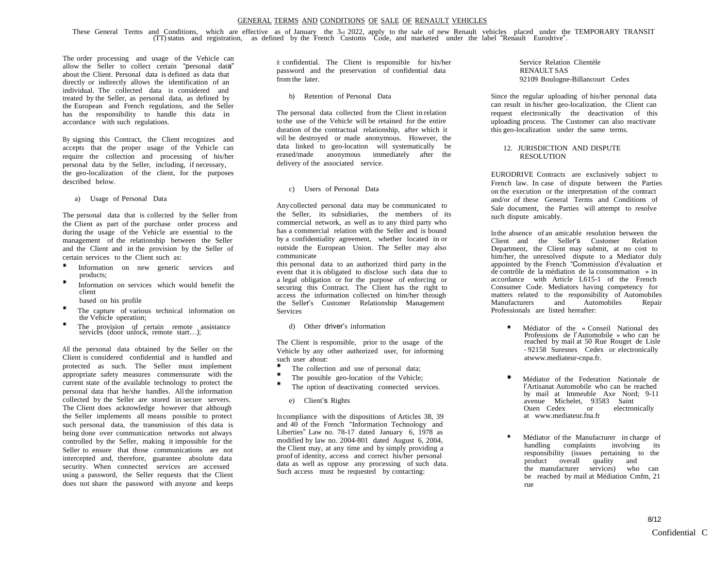# GENERAL TERMS AND CONDITIONS OF SALE OF RENAULT VEHICLES

These General Terms and Conditions, which are effective as of January the 3rd 2022, apply to the sale of new Renault vehicles placed under the TEMPORARY TRANSIT (TT) status and registration, as defined by the French Customs Code, and marketed under the label "Renault Eurodrive".

The order processing and usage of the Vehicle can allow the Seller to collect certain "personal data" about the Client. Personal data is defined as data that directly or indirectly allows the identification of an individual. The collected data is considered and treated by the Seller, as personal data, as defined by the European and French regulations, and the Seller has the responsibility to handle this data in accordance with such regulations.

By signing this Contract, the Client recognizes and accepts that the proper usage of the Vehicle can require the collection and processing of his/her personal data by the Seller, including, if necessary, the geo-localization of the client, for the purposes described below.

a) Usage of Personal Data

The personal data that is collected by the Seller from the Client as part of the purchase order process and during the usage of the Vehicle are essential to the management of the relationship between the Seller and the Client and in the provision by the Seller of certain services to the Client such as:

- Information on new generic services and products;
- Information on services which would benefit the client based on his profile
- The capture of various technical information on the Vehicle operation;
- The provision of certain remote assistance services (door unlock, remote start…);

All the personal data obtained by the Seller on the Client is considered confidential and is handled and protected as such. The Seller must implement appropriate safety measures commensurate with the current state of the available technology to protect the personal data that he/she handles. All the information collected by the Seller are stored in secure servers. The Client does acknowledge however that although the Seller implements all means possible to protect such personal data, the transmission of this data is being done over communication networks not always controlled by the Seller, making it impossible for the Seller to ensure that those communications are not intercepted and, therefore, guarantee absolute data security. When connected services are accessed using a password, the Seller requests that the Client does not share the password with anyone and keeps it confidential. The Client is responsible for his/her password and the preservation of confidential data from the later.

b) Retention of Personal Data

The personal data collected from the Client in relation to the use of the Vehicle will be retained for the entire duration of the contractual relationship, after which it will be destroyed or made anonymous. However, the data linked to geo-location will systematically be erased/made anonymous immediately after the delivery of the associated service.

c) Users of Personal Data

Any collected personal data may be communicated to the Seller, its subsidiaries, the members of its commercial network, as well as to any third party who has a commercial relation with the Seller and is bound by a confidentiality agreement, whether located in or outside the European Union. The Seller may also communicate this personal data to an authorized third party in the event that it is obligated to disclose such data due to a legal obligation or for the purpose of enforcing or securing this Contract. The Client has the right to access the information collected on him/her through the Seller's Customer Relationship Management Services

d) Other driver's information

The Client is responsible, prior to the usage of the Vehicle by any other authorized user, for informing such user about:

- The collection and use of personal data;
- The possible geo-location of the Vehicle;
- The option of deactivating connected services.

e) Client's Rights

In compliance with the dispositions of Articles 38, 39 and 40 of the French "Information Technology and Liberties" Law no. 78-17 dated January 6, 1978 as modified by law no. 2004-801 dated August 6, 2004, the Client may, at any time and by simply providing a proof of identity, access and correct his/her personal data as well as oppose any processing of such data. Such access must be requested by contacting:

Service Relation Clientèle
RENAULT SAS
92109 Boulogne-Billancourt Cedex

Since the regular uploading of his/her personal data can result in his/her geo-localization, the Client can request electronically the deactivation of this uploading process. The Customer can also reactivate this geo-localization under the same terms.

## 12. JURISDICTION AND DISPUTE RESOLUTION

EURODRIVE Contracts are exclusively subject to French law. In case of dispute between the Parties on the execution or the interpretation of the contract and/or of these General Terms and Conditions of Sale document, the Parties will attempt to resolve such dispute amicably.

In the absence of an amicable resolution between the Client and the Seller's Customer Relation Department, the Client may submit, at no cost to him/her, the unresolved dispute to a Mediator duly appointed by the French "Commission d'évaluation et de contrôle de la médiation de la consommation » in accordance with Article L615-1 of the French Consumer Code. Mediators having competency for matters related to the responsibility of Automobiles Manufacturers and Automobiles Repair Professionals are listed hereafter:

- Médiator of the « Conseil National des Professions de l'Automobile » who can be reached by mail at 50 Rue Rouget de Lisle - 92158 Suresnes Cedex or electronically atwww.mediateur-cnpa.fr.
- Médiator of the Federation Nationale de l'Artisanat Automobile who can be reached by mail at Immeuble Axe Nord; 9-11 avenue Michelet, 93583 Saint Ouen Cedex or electronically at www.mediateur.fna.fr
- Médiator of the Manufacturer in charge of handling complaints involving its responsibility (issues pertaining to the product overall quality and the manufacturer services) who can be reached by mail at Médiation Cmfm, 21 rue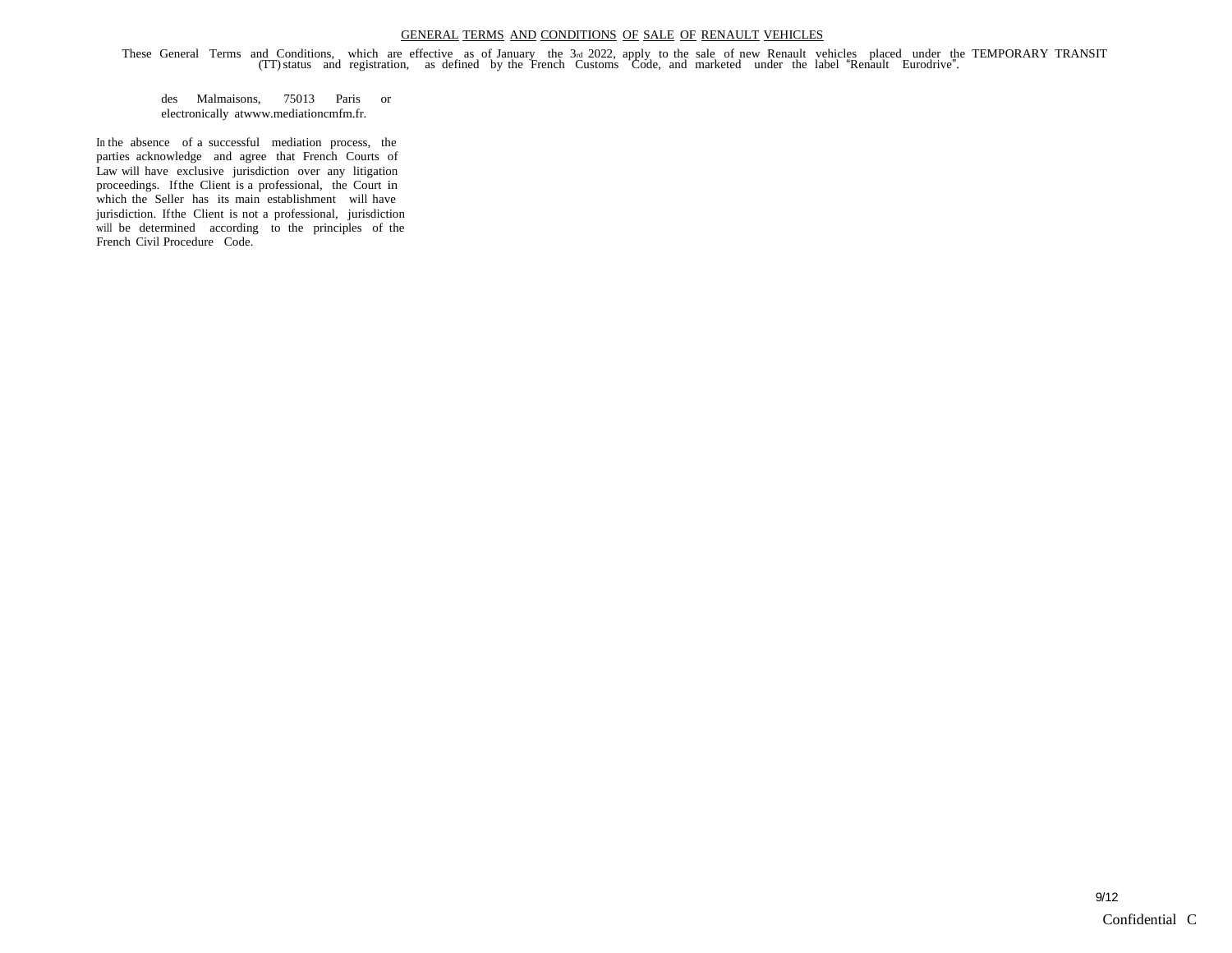des Malmaisons, 75013 Paris or electronically atwww.mediationcmfm.fr.

In the absence of a successful mediation process, the parties acknowledge and agree that French Courts of Law will have exclusive jurisdiction over any litigation proceedings. If the Client is a professional, the Court in which the Seller has its main establishment will have jurisdiction. If the Client is not a professional, jurisdiction will be determined according to the principles of the French Civil Procedure Code.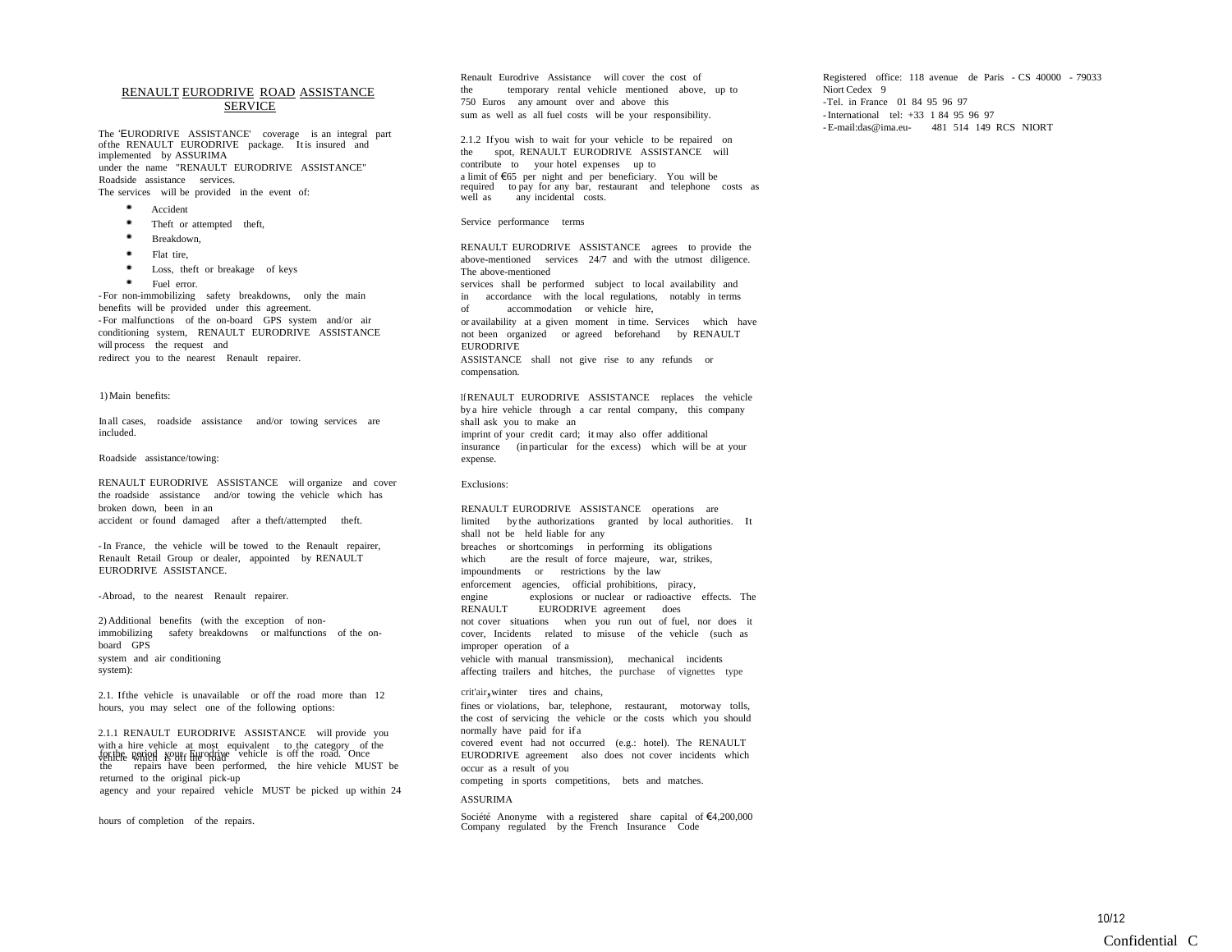## RENAULT EURODRIVE ROAD ASSISTANCE SERVICE

The 'EURODRIVE ASSISTANCE' coverage is an integral part of the RENAULT EURODRIVE package. It is insured and implemented by ASSURIMA under the name "RENAULT EURODRIVE ASSISTANCE" Roadside assistance services.

The services will be provided in the event of:

- Accident
- Theft or attempted theft,
- Breakdown,
- Flat tire,
- Loss, theft or breakage of keys
- Fuel error.

- For non-immobilizing safety breakdowns, only the main benefits will be provided under this agreement.
- For malfunctions of the on-board GPS system and/or air conditioning system, RENAULT EURODRIVE ASSISTANCE will process the request and redirect you to the nearest Renault repairer.

1) Main benefits:

In all cases, roadside assistance and/or towing services are included.

Roadside assistance/towing:

RENAULT EURODRIVE ASSISTANCE will organize and cover the roadside assistance and/or towing the vehicle which has broken down, been in an accident or found damaged after a theft/attempted theft.

- In France, the vehicle will be towed to the Renault repairer, Renault Retail Group or dealer, appointed by RENAULT EURODRIVE ASSISTANCE.

- Abroad, to the nearest Renault repairer.

2) Additional benefits (with the exception of non-immobilizing safety breakdowns or malfunctions of the on-board GPS system and air conditioning system):

2.1. If the vehicle is unavailable or off the road more than 12 hours, you may select one of the following options:

2.1.1 RENAULT EURODRIVE ASSISTANCE will provide you with a hire vehicle at most equivalent to the category of the vehicle which is off the road for the period your Eurodrive vehicle is off the road. Once the repairs have been performed, the hire vehicle MUST be returned to the original pick-up agency and your repaired vehicle MUST be picked up within 24 hours of completion of the repairs.

Renault Eurodrive Assistance will cover the cost of the temporary rental vehicle mentioned above, up to 750 Euros any amount over and above this sum as well as all fuel costs will be your responsibility.

2.1.2 If you wish to wait for your vehicle to be repaired on the spot, RENAULT EURODRIVE ASSISTANCE will contribute to your hotel expenses up to a limit of €65 per night and per beneficiary. You will be required to pay for any bar, restaurant and telephone costs as well as any incidental costs.

Service performance terms

RENAULT EURODRIVE ASSISTANCE agrees to provide the above-mentioned services 24/7 and with the utmost diligence. The above-mentioned services shall be performed subject to local availability and in accordance with the local regulations, notably in terms of accommodation or vehicle hire, or availability at a given moment in time. Services which have not been organized or agreed beforehand by RENAULT EURODRIVE ASSISTANCE shall not give rise to any refunds or compensation.

If RENAULT EURODRIVE ASSISTANCE replaces the vehicle by a hire vehicle through a car rental company, this company shall ask you to make an imprint of your credit card; it may also offer additional insurance (in particular for the excess) which will be at your expense.

Exclusions:

RENAULT EURODRIVE ASSISTANCE operations are limited by the authorizations granted by local authorities. It shall not be held liable for any breaches or shortcomings in performing its obligations which are the result of force majeure, war, strikes, impoundments or restrictions by the law enforcement agencies, official prohibitions, piracy, engine explosions or nuclear or radioactive effects. The RENAULT EURODRIVE agreement does not cover situations when you run out of fuel, nor does it cover, Incidents related to misuse of the vehicle (such as improper operation of a vehicle with manual transmission), mechanical incidents affecting trailers and hitches, the purchase of vignettes type crit'air, winter tires and chains, fines or violations, bar, telephone, restaurant, motorway tolls, the cost of servicing the vehicle or the costs which you should normally have paid for if a covered event had not occurred (e.g.: hotel). The RENAULT EURODRIVE agreement also does not cover incidents which occur as a result of you competing in sports competitions, bets and matches.

ASSURIMA

Société Anonyme with a registered share capital of €4,200,000 Company regulated by the French Insurance Code

Registered office: 118 avenue de Paris - CS 40000 - 79033 Niort Cedex 9

- Tel. in France 01 84 95 96 97
- International tel: +33 1 84 95 96 97
- E-mail:das@ima.eu- 481 514 149 RCS NIORT

Confidential C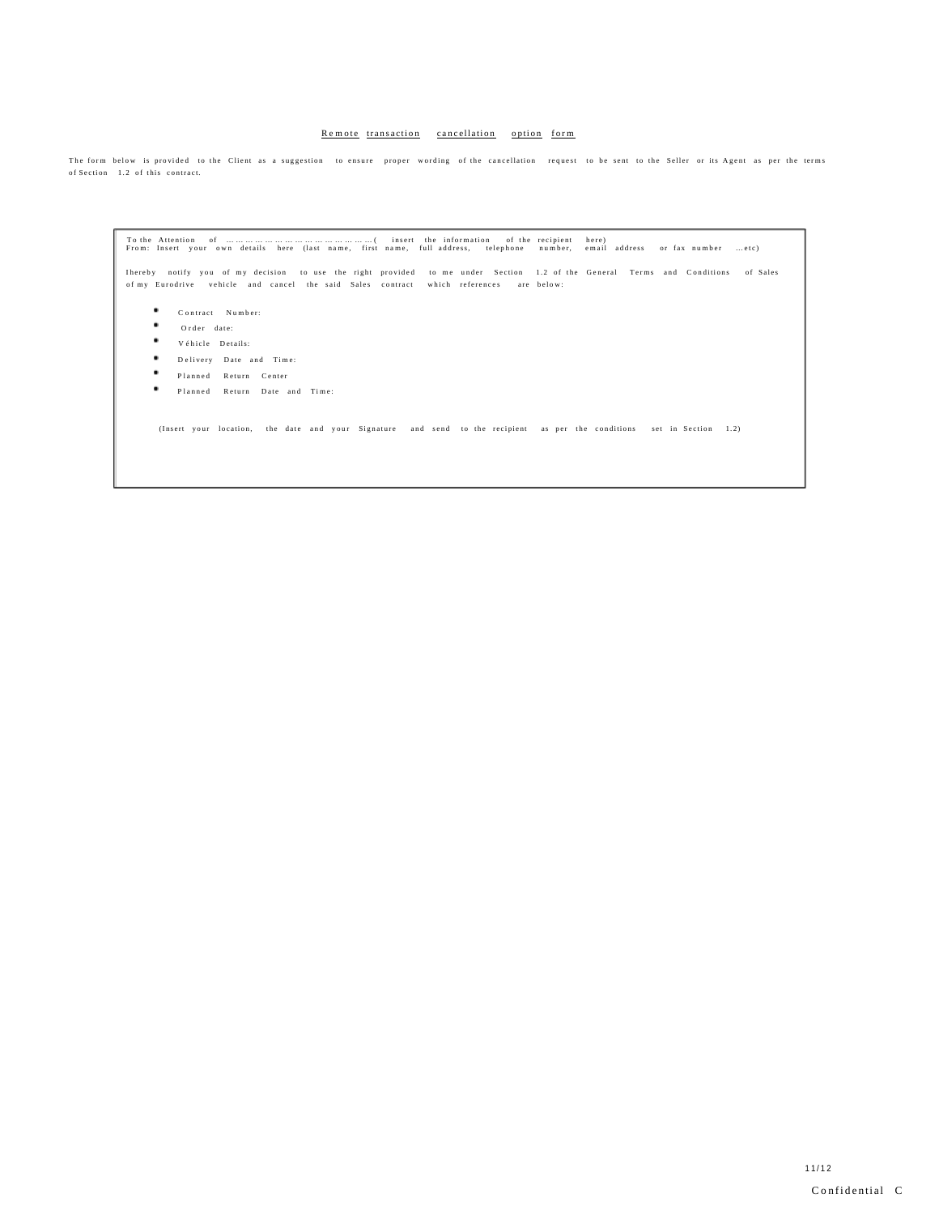## Remote transaction cancellation option form

The form below is provided to the Client as a suggestion to ensure proper wording of the cancellation request to be sent to the Seller or its Agent as per the terms of Section 1.2 of this contract.

> To the Attention of ……………………………………………( insert the information of the recipient here)
> From: Insert your own details here (last name, first name, full address, telephone number, email address or fax number …etc)
>
> Ihereby notify you of my decision to use the right provided to me under Section 1.2 of the General Terms and Conditions of Sales of my Eurodrive vehicle and cancel the said Sales contract which references are below:
>
> - Contract Number:
> - Order date:
> - Véhicle Details:
> - Delivery Date and Time:
> - Planned Return Center
> - Planned Return Date and Time:
>
> (Insert your location, the date and your Signature and send to the recipient as per the conditions set in Section 1.2)

Confidential C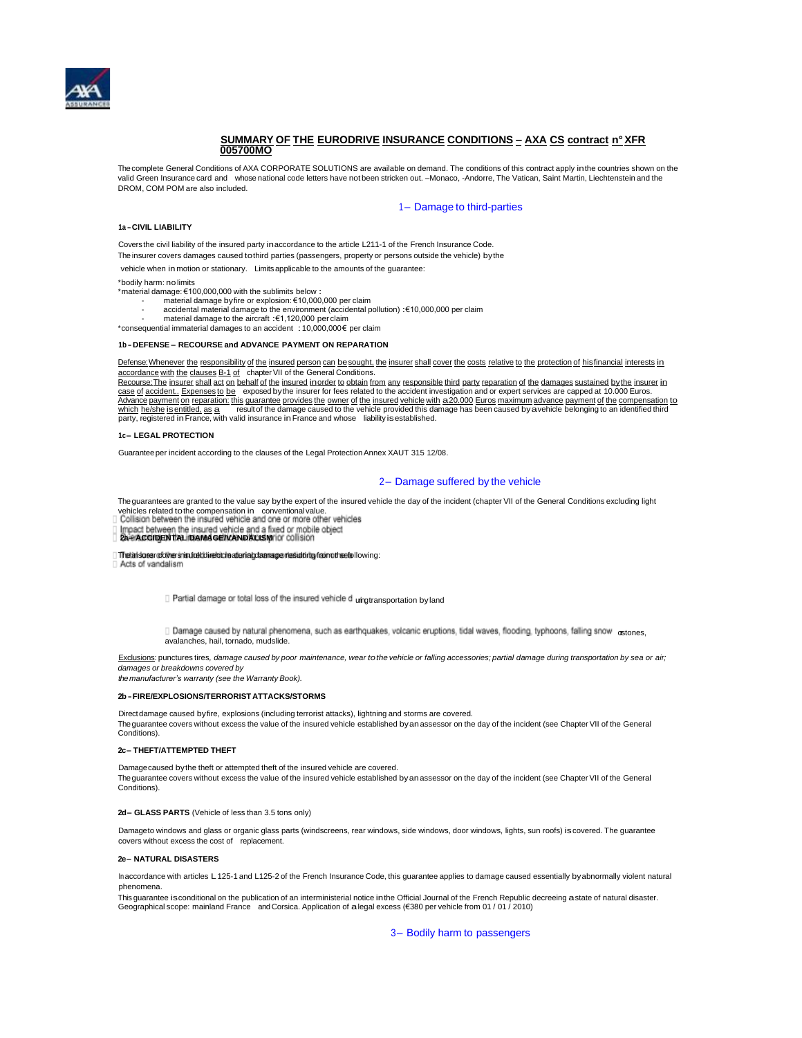## SUMMARY OF THE EURODRIVE INSURANCE CONDITIONS – AXA CS contract n° XFR 005700MO

The complete General Conditions of AXA CORPORATE SOLUTIONS are available on demand. The conditions of this contract apply in the countries shown on the valid Green Insurance card and whose national code letters have not been stricken out. –Monaco, -Andorre, The Vatican, Saint Martin, Liechtenstein and the DROM, COM POM are also included.

### 1– Damage to third-parties

**1a – CIVIL LIABILITY**

Covers the civil liability of the insured party in accordance to the article L211-1 of the French Insurance Code.
The insurer covers damages caused to third parties (passengers, property or persons outside the vehicle) by the vehicle when in motion or stationary. Limits applicable to the amounts of the guarantee:

*bodily harm: no limits
*material damage: €100,000,000 with the sublimits below :

- material damage by fire or explosion: €10,000,000 per claim
- accidental material damage to the environment (accidental pollution) : €10,000,000 per claim
- material damage to the aircraft : €1,120,000 per claim

*consequential immaterial damages to an accident : 10,000,000€ per claim

**1b – DEFENSE – RECOURSE and ADVANCE PAYMENT ON REPARATION**

Defense: Whenever the responsibility of the insured person can be sought, the insurer shall cover the costs relative to the protection of his financial interests in accordance with the clauses B-1 of chapter VII of the General Conditions.
Recourse: The insurer shall act on behalf of the insured in order to obtain from any responsible third party reparation of the damages sustained by the insurer in case of accident.. Expenses to be exposed by the insurer for fees related to the accident investigation and or expert services are capped at 10.000 Euros.
Advance payment on reparation: this guarantee provides the owner of the insured vehicle with a 20.000 Euros maximum advance payment of the compensation to which he/she is entitled, as a result of the damage caused to the vehicle provided this damage has been caused by a vehicle belonging to an identified third party, registered in France, with valid insurance in France and whose liability is established.

**1c – LEGAL PROTECTION**

Guarantee per incident according to the clauses of the Legal Protection Annex XAUT 315 12/08.

### 2– Damage suffered by the vehicle

The guarantees are granted to the value say by the expert of the insured vehicle the day of the incident (chapter VII of the General Conditions excluding light vehicles related to the compensation in conventional value.

**2a – ACCIDENTAL DAMAGE/VANDALISM**

The insurer covers in full direct material damage resulting from the following:

- Collision between the insured vehicle and one or more other vehicles
- Impact between the insured vehicle and a fixed or mobile object
- Overturning of the vehicle without prior collision
- Acts of vandalism
- Partial damage or total loss of the insured vehicle during transportation by land
- Damage caused by natural phenomena, such as earthquakes, volcanic eruptions, tidal waves, flooding, typhoons, falling snow or stones, avalanches, hail, tornado, mudslide.

Exclusions: punctures tires, *damage caused by poor maintenance, wear to the vehicle or falling accessories; partial damage during transportation by sea or air; damages or breakdowns covered by the manufacturer's warranty (see the Warranty Book).*

**2b – FIRE/EXPLOSIONS/TERRORIST ATTACKS/STORMS**

Direct damage caused by fire, explosions (including terrorist attacks), lightning and storms are covered.
The guarantee covers without excess the value of the insured vehicle established by an assessor on the day of the incident (see Chapter VII of the General Conditions).

**2c – THEFT/ATTEMPTED THEFT**

Damage caused by the theft or attempted theft of the insured vehicle are covered.
The guarantee covers without excess the value of the insured vehicle established by an assessor on the day of the incident (see Chapter VII of the General Conditions).

**2d – GLASS PARTS** (Vehicle of less than 3.5 tons only)

Damage to windows and glass or organic glass parts (windscreens, rear windows, side windows, door windows, lights, sun roofs) is covered. The guarantee covers without excess the cost of replacement.

**2e – NATURAL DISASTERS**

In accordance with articles L 125-1 and L125-2 of the French Insurance Code, this guarantee applies to damage caused essentially by abnormally violent natural phenomena.
This guarantee is conditional on the publication of an interministerial notice in the Official Journal of the French Republic decreeing a state of natural disaster.
Geographical scope: mainland France and Corsica. Application of a legal excess (€380 per vehicle from 01 / 01 / 2010)

### 3– Bodily harm to passengers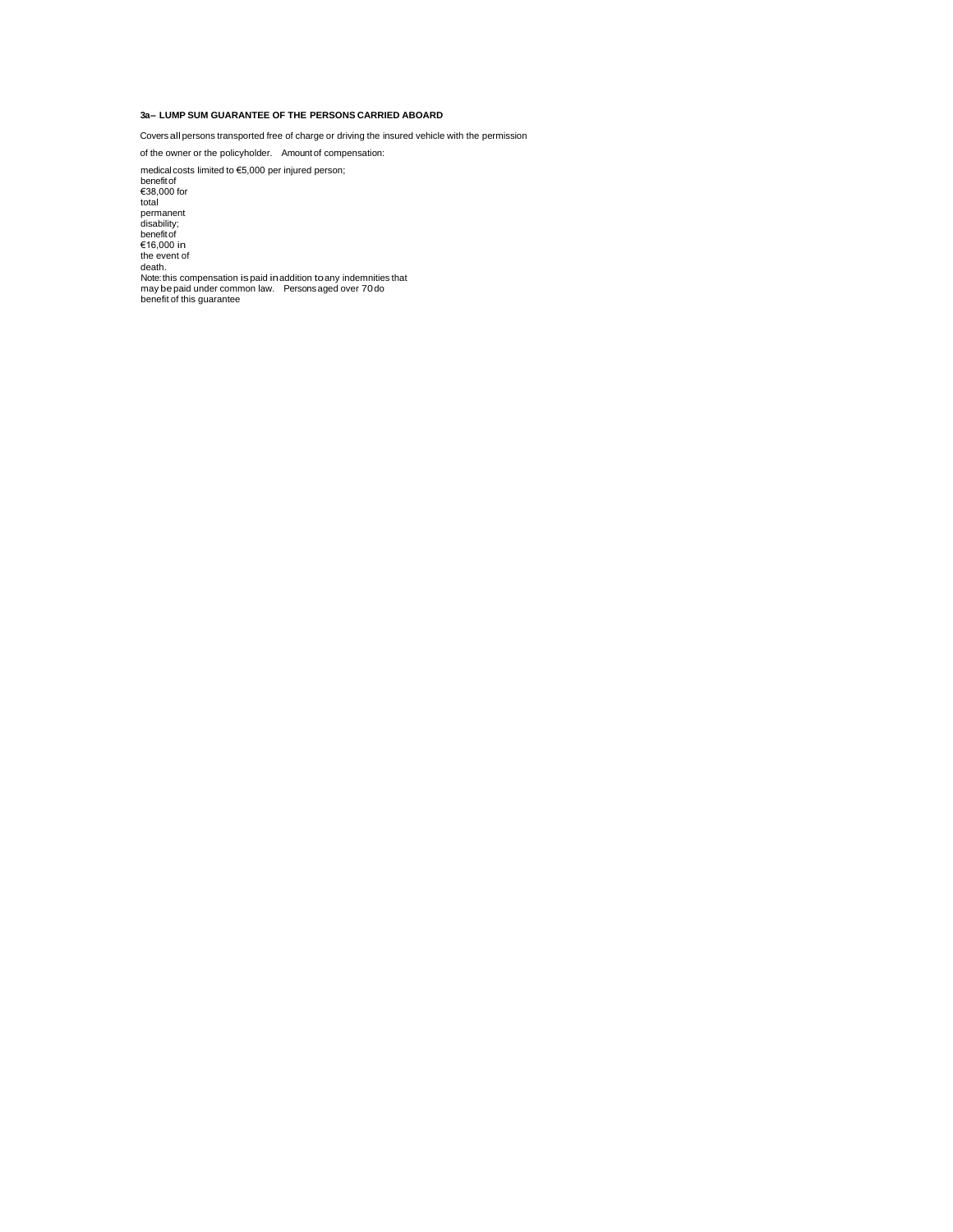**3a– LUMP SUM GUARANTEE OF THE PERSONS CARRIED ABOARD**

Covers all persons transported free of charge or driving the insured vehicle with the permission of the owner or the policyholder. Amount of compensation:

medical costs limited to €5,000 per injured person; benefit of €38,000 for total permanent disability; benefit of €16,000 in the event of death.

Note: this compensation is paid in addition to any indemnities that may be paid under common law. Persons aged over 70 do benefit of this guarantee